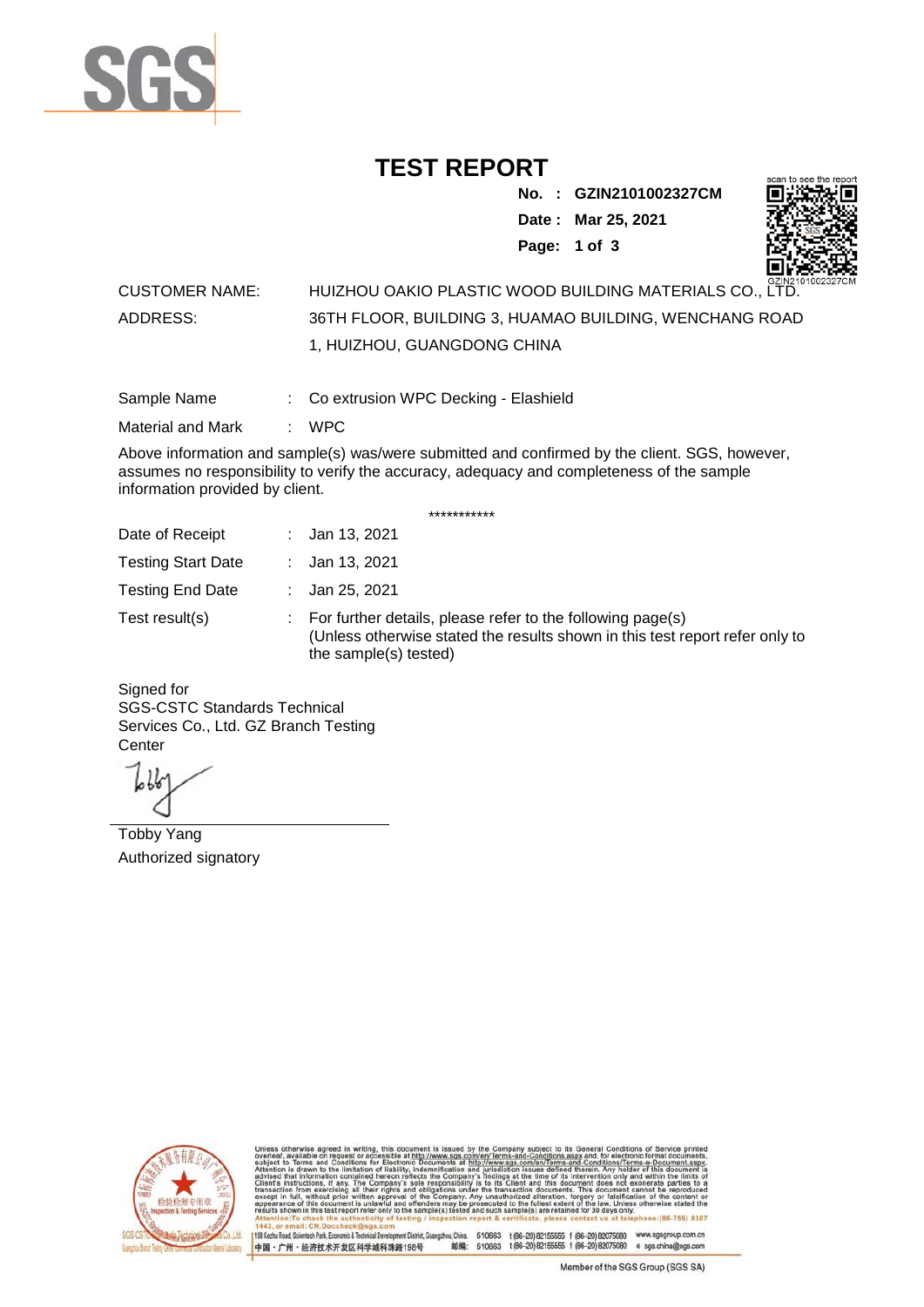# TEST REPORT

**No. : GZIN2101002327CM**
**Date : Mar 25, 2021**

CUSTOMER NAME: HUIZHOU OAKIO PLASTIC WOOD BUILDING MATERIALS CO., LTD.

ADDRESS: 36TH FLOOR, BUILDING 3, HUAMAO BUILDING, WENCHANG ROAD 1, HUIZHOU, GUANGDONG CHINA

Sample Name : Co extrusion WPC Decking - Elashield

Material and Mark : WPC

Above information and sample(s) was/were submitted and confirmed by the client. SGS, however, assumes no responsibility to verify the accuracy, adequacy and completeness of the sample information provided by client.

\*\*\*\*\*\*\*\*\*\*\*

Date of Receipt : Jan 13, 2021

Testing Start Date : Jan 13, 2021

Testing End Date : Jan 25, 2021

Test result(s) : For further details, please refer to the following page(s)
(Unless otherwise stated the results shown in this test report refer only to the sample(s) tested)

Signed for
SGS-CSTC Standards Technical Services Co., Ltd. GZ Branch Testing Center

Tobby Yang
Authorized signatory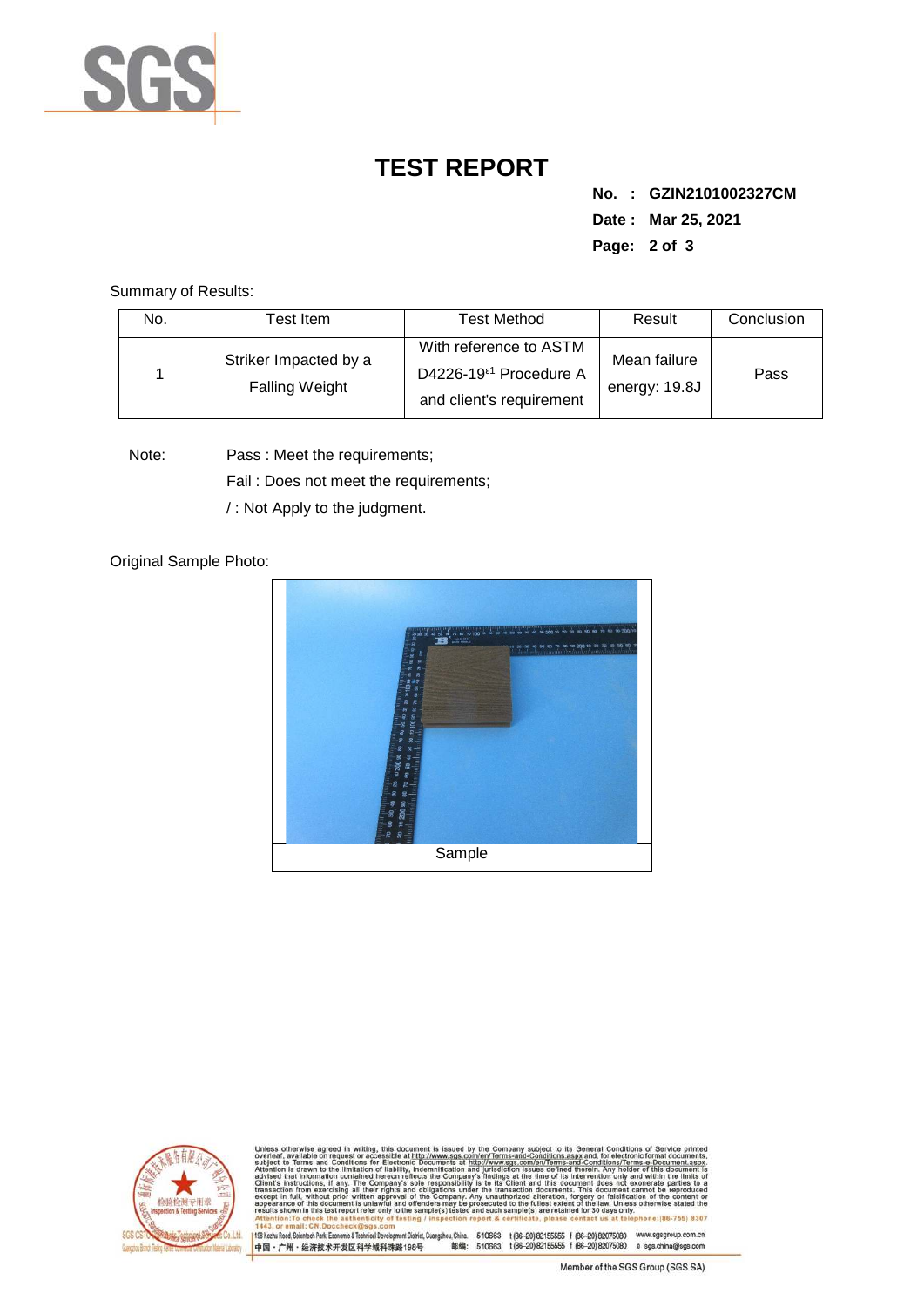# TEST REPORT

**No. : GZIN2101002327CM**

**Date : Mar 25, 2021**

Summary of Results:

| No. | Test Item | Test Method | Result | Conclusion |
|---|---|---|---|---|
| 1 | Striker Impacted by a Falling Weight | With reference to ASTM D4226-19$^{\varepsilon 1}$ Procedure A and client's requirement | Mean failure energy: 19.8J | Pass |

Note: Pass : Meet the requirements;

Fail : Does not meet the requirements;

/ : Not Apply to the judgment.

Original Sample Photo:

Sample

Unless otherwise agreed in writing, this document is issued by the Company subject to its General Conditions of Service printed overleaf, available on request or accessible at http://www.sgs.com/en/Terms-and-Conditions.aspx and, for electronic format documents, subject to Terms and Conditions for Electronic Documents at http://www.sgs.com/en/Terms-and-Conditions/Terms-e-Document.aspx. Attention is drawn to the limitation of liability, indemnification and jurisdiction issues defined therein. Any holder of this document is advised that information contained hereon reflects the Company's findings at the time of its intervention only and within the limits of Client's instructions, if any. The Company's sole responsibility is to its Client and this document does not exonerate parties to a transaction from exercising all their rights and obligations under the transaction documents. This document cannot be reproduced except in full, without prior written approval of the Company. Any unauthorized alteration, forgery or falsification of the content or appearance of this document is unlawful and offenders may be prosecuted to the fullest extent of the law. Unless otherwise stated the results shown in this test report refer only to the sample(s) tested and such sample(s) are retained for 30 days only.
Attention:To check the authenticity of testing / inspection report & certificate, please contact us at telephone:(86-755) 8307 1443, or email: CN.Doccheck@sgs.com

198 Kezhu Road, Scientech Park, Economic & Technical Development District, Guangzhou, China. 510663 t (86-20) 82155555 f (86-20) 82075080 www.sgsgroup.com.cn
中国・广州・经济技术开发区科学城科珠路198号 邮编: 510663 t (86-20) 82155555 f (86-20) 82075080 e sgs.china@sgs.com

Member of the SGS Group (SGS SA)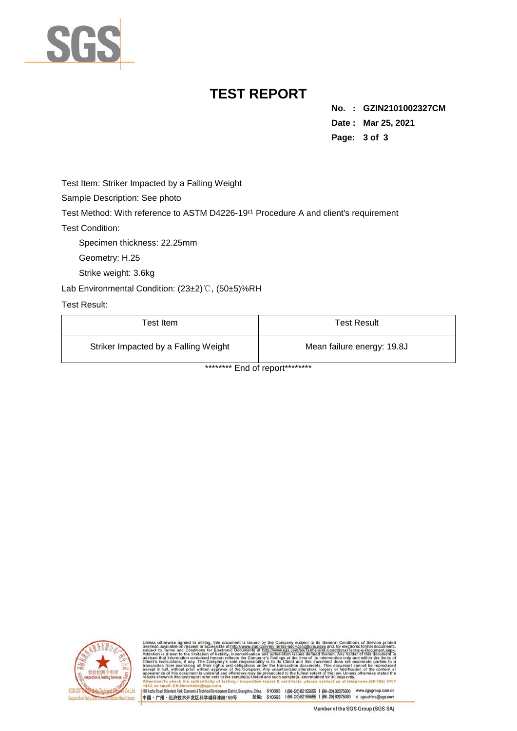# TEST REPORT

**No. : GZIN2101002327CM**
**Date : Mar 25, 2021**

Test Item: Striker Impacted by a Falling Weight

Sample Description: See photo

Test Method: With reference to ASTM D4226-19$^{\varepsilon1}$ Procedure A and client's requirement

Test Condition:

Specimen thickness: 22.25mm

Geometry: H.25

Strike weight: 3.6kg

Lab Environmental Condition: (23±2)℃, (50±5)%RH

Test Result:

| Test Item | Test Result |
|---|---|
| Striker Impacted by a Falling Weight | Mean failure energy: 19.8J |

******** End of report********

Unless otherwise agreed in writing, this document is issued by the Company subject to its General Conditions of Service printed overleaf, available on request or accessible at http://www.sgs.com/en/Terms-and-Conditions.aspx and, for electronic format documents, subject to Terms and Conditions for Electronic Documents at http://www.sgs.com/en/Terms-and-Conditions/Terms-e-Document.aspx. Attention is drawn to the limitation of liability, indemnification and jurisdiction issues defined therein. Any holder of this document is advised that information contained hereon reflects the Company's findings at the time of its intervention only and within the limits of Client's instructions, if any. The Company's sole responsibility is to its Client and this document does not exonerate parties to a transaction from exercising all their rights and obligations under the transaction documents. This document cannot be reproduced except in full, without prior written approval of the Company. Any unauthorized alteration, forgery or falsification of the content or appearance of this document is unlawful and offenders may be prosecuted to the fullest extent of the law. Unless otherwise stated the results shown in this test report refer only to the sample(s) tested and such sample(s) are retained for 30 days only.
Attention: To check the authenticity of testing / inspection report & certificate, please contact us at telephone: (86-755) 8307 1443, or email: CN.Doccheck@sgs.com

198 Kezhu Road, Scientech Park, Economic & Technical Development District, Guangzhou, China. 510663 t (86-20) 82155555 f (86-20) 82075080 www.sgsgroup.com.cn
中国・广州・经济技术开发区科学城科珠路198号 邮编: 510663 t (86-20) 82155555 f (86-20) 82075080 e sgs.china@sgs.com

Member of the SGS Group (SGS SA)